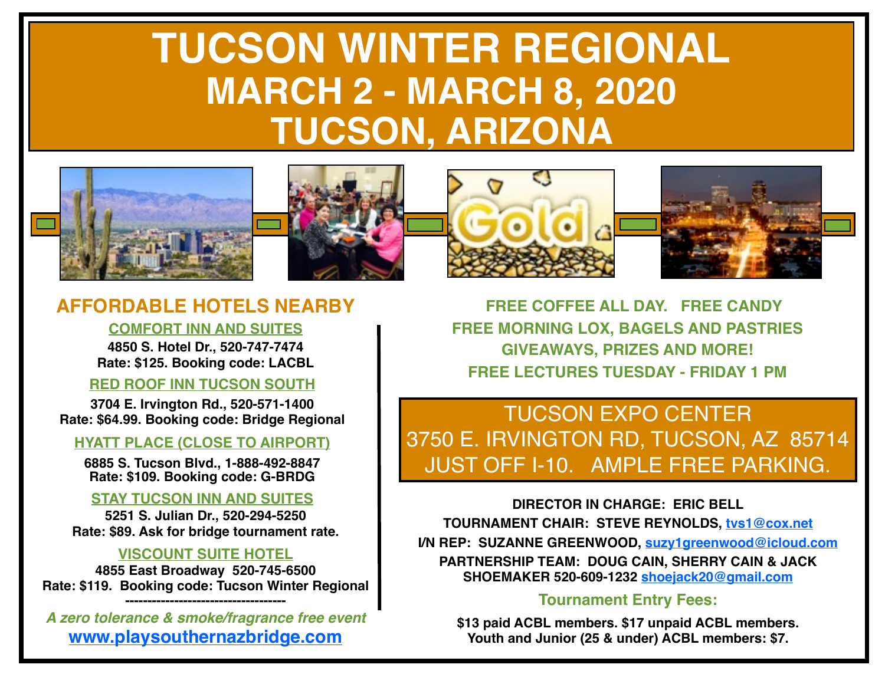# TUCSON WINTER REGIONAL
## MARCH 2 - MARCH 8, 2020
## TUCSON, ARIZONA

### AFFORDABLE HOTELS NEARBY

**COMFORT INN AND SUITES**
**4850 S. Hotel Dr., 520-747-7474**
**Rate: $125. Booking code: LACBL**

**RED ROOF INN TUCSON SOUTH**
**3704 E. Irvington Rd., 520-571-1400**
**Rate: $64.99. Booking code: Bridge Regional**

**HYATT PLACE (CLOSE TO AIRPORT)**
**6885 S. Tucson Blvd., 1-888-492-8847**
**Rate: $109. Booking code: G-BRDG**

**STAY TUCSON INN AND SUITES**
**5251 S. Julian Dr., 520-294-5250**
**Rate: $89. Ask for bridge tournament rate.**

**VISCOUNT SUITE HOTEL**
**4855 East Broadway 520-745-6500**
**Rate: $119. Booking code: Tucson Winter Regional**

------------------------------------

*A zero tolerance & smoke/fragrance free event*

**www.playsouthernazbridge.com**

**FREE COFFEE ALL DAY. FREE CANDY**
**FREE MORNING LOX, BAGELS AND PASTRIES**
**GIVEAWAYS, PRIZES AND MORE!**
**FREE LECTURES TUESDAY - FRIDAY 1 PM**

TUCSON EXPO CENTER
3750 E. IRVINGTON RD, TUCSON, AZ 85714
JUST OFF I-10. AMPLE FREE PARKING.

**DIRECTOR IN CHARGE: ERIC BELL**
**TOURNAMENT CHAIR: STEVE REYNOLDS, tvs1@cox.net**
**I/N REP: SUZANNE GREENWOOD, suzy1greenwood@icloud.com**
**PARTNERSHIP TEAM: DOUG CAIN, SHERRY CAIN & JACK SHOEMAKER 520-609-1232 shoejack20@gmail.com**

**Tournament Entry Fees:**

**$13 paid ACBL members. $17 unpaid ACBL members.**
**Youth and Junior (25 & under) ACBL members: $7.**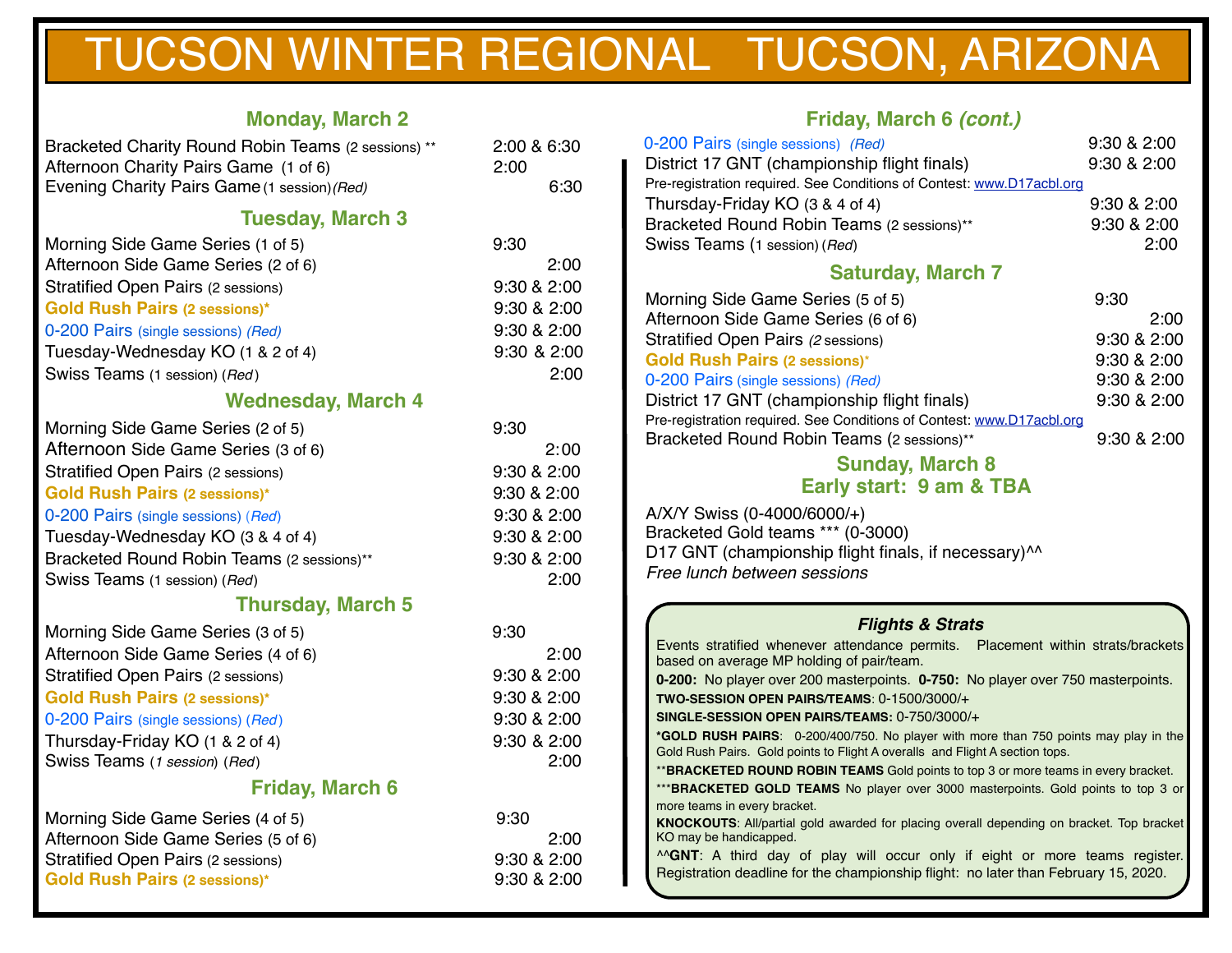# TUCSON WINTER REGIONAL TUCSON, ARIZONA

## Monday, March 2

| | |
|---|---|
| Bracketed Charity Round Robin Teams (2 sessions) ** | 2:00 & 6:30 |
| Afternoon Charity Pairs Game (1 of 6) | 2:00 |
| Evening Charity Pairs Game (1 session) *(Red)* | 6:30 |

## Tuesday, March 3

| | |
|---|---|
| Morning Side Game Series (1 of 5) | 9:30 |
| Afternoon Side Game Series (2 of 6) | 2:00 |
| Stratified Open Pairs (2 sessions) | 9:30 & 2:00 |
| **Gold Rush Pairs (2 sessions)*** | 9:30 & 2:00 |
| 0-200 Pairs (single sessions) *(Red)* | 9:30 & 2:00 |
| Tuesday-Wednesday KO (1 & 2 of 4) | 9:30 & 2:00 |
| Swiss Teams (1 session) (*Red*) | 2:00 |

## Wednesday, March 4

| | |
|---|---|
| Morning Side Game Series (2 of 5) | 9:30 |
| Afternoon Side Game Series (3 of 6) | 2:00 |
| Stratified Open Pairs (2 sessions) | 9:30 & 2:00 |
| **Gold Rush Pairs (2 sessions)*** | 9:30 & 2:00 |
| 0-200 Pairs (single sessions) (*Red*) | 9:30 & 2:00 |
| Tuesday-Wednesday KO (3 & 4 of 4) | 9:30 & 2:00 |
| Bracketed Round Robin Teams (2 sessions)** | 9:30 & 2:00 |
| Swiss Teams (1 session) (*Red*) | 2:00 |

## Thursday, March 5

| | |
|---|---|
| Morning Side Game Series (3 of 5) | 9:30 |
| Afternoon Side Game Series (4 of 6) | 2:00 |
| Stratified Open Pairs (2 sessions) | 9:30 & 2:00 |
| **Gold Rush Pairs (2 sessions)*** | 9:30 & 2:00 |
| 0-200 Pairs (single sessions) (*Red*) | 9:30 & 2:00 |
| Thursday-Friday KO (1 & 2 of 4) | 9:30 & 2:00 |
| Swiss Teams (*1 session*) (*Red*) | 2:00 |

## Friday, March 6

| | |
|---|---|
| Morning Side Game Series (4 of 5) | 9:30 |
| Afternoon Side Game Series (5 of 6) | 2:00 |
| Stratified Open Pairs (2 sessions) | 9:30 & 2:00 |
| **Gold Rush Pairs (2 sessions)*** | 9:30 & 2:00 |

## Friday, March 6 *(cont.)*

| | |
|---|---|
| 0-200 Pairs (single sessions) *(Red)* | 9:30 & 2:00 |
| District 17 GNT (championship flight finals) | 9:30 & 2:00 |
| Pre-registration required. See Conditions of Contest: www.D17acbl.org | |
| Thursday-Friday KO (3 & 4 of 4) | 9:30 & 2:00 |
| Bracketed Round Robin Teams (2 sessions)** | 9:30 & 2:00 |
| Swiss Teams (1 session) (*Red*) | 2:00 |

## Saturday, March 7

| | |
|---|---|
| Morning Side Game Series (5 of 5) | 9:30 |
| Afternoon Side Game Series (6 of 6) | 2:00 |
| Stratified Open Pairs (*2* sessions) | 9:30 & 2:00 |
| **Gold Rush Pairs (2 sessions)*** | 9:30 & 2:00 |
| 0-200 Pairs (single sessions) *(Red)* | 9:30 & 2:00 |
| District 17 GNT (championship flight finals) | 9:30 & 2:00 |
| Pre-registration required. See Conditions of Contest: www.D17acbl.org | |
| Bracketed Round Robin Teams (2 sessions)** | 9:30 & 2:00 |

## Sunday, March 8
## Early start: 9 am & TBA

A/X/Y Swiss (0-4000/6000/+)
Bracketed Gold teams *** (0-3000)
D17 GNT (championship flight finals, if necessary)^^
*Free lunch between sessions*

### *Flights & Strats*

Events stratified whenever attendance permits. Placement within strats/brackets based on average MP holding of pair/team.

**0-200:** No player over 200 masterpoints. **0-750:** No player over 750 masterpoints.

**TWO-SESSION OPEN PAIRS/TEAMS**: 0-1500/3000/+

**SINGLE-SESSION OPEN PAIRS/TEAMS:** 0-750/3000/+

***GOLD RUSH PAIRS**: 0-200/400/750. No player with more than 750 points may play in the Gold Rush Pairs. Gold points to Flight A overalls and Flight A section tops.

****BRACKETED ROUND ROBIN TEAMS** Gold points to top 3 or more teams in every bracket.

*****BRACKETED GOLD TEAMS** No player over 3000 masterpoints. Gold points to top 3 or more teams in every bracket.

**KNOCKOUTS**: All/partial gold awarded for placing overall depending on bracket. Top bracket KO may be handicapped.

^^**GNT**: A third day of play will occur only if eight or more teams register. Registration deadline for the championship flight: no later than February 15, 2020.